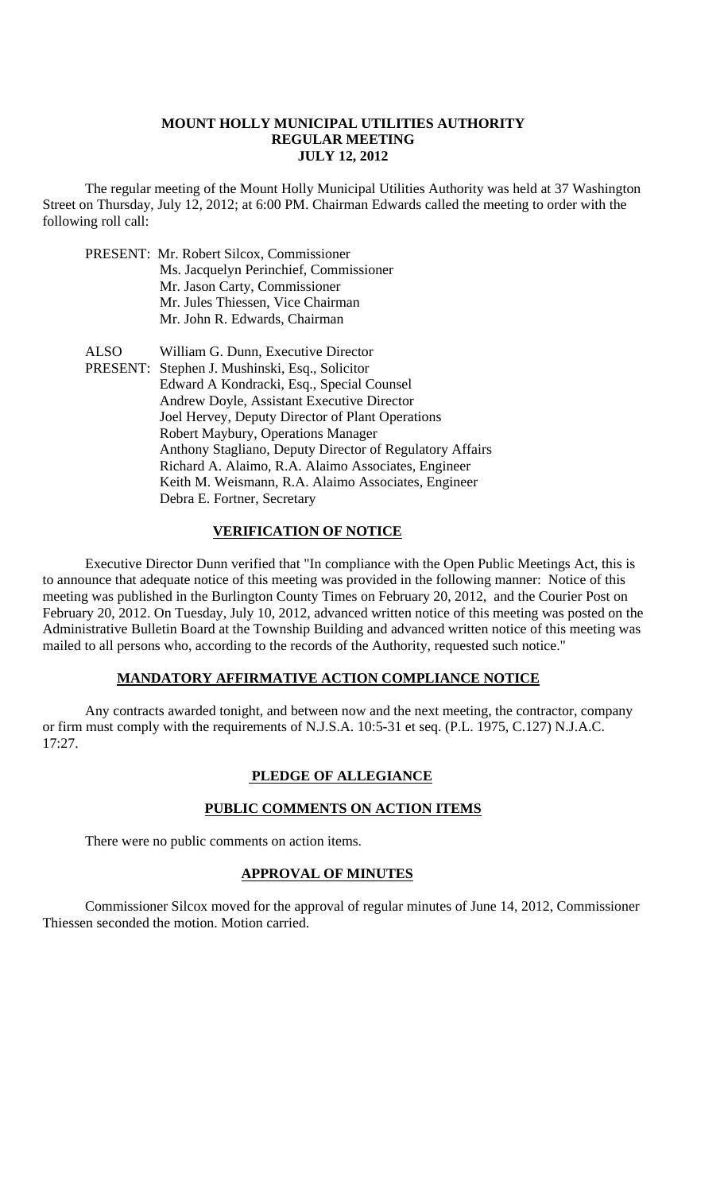**MOUNT HOLLY MUNICIPAL UTILITIES AUTHORITY**
**REGULAR MEETING**
**JULY 12, 2012**

The regular meeting of the Mount Holly Municipal Utilities Authority was held at 37 Washington Street on Thursday, July 12, 2012; at 6:00 PM. Chairman Edwards called the meeting to order with the following roll call:

PRESENT:
- Mr. Robert Silcox, Commissioner
- Ms. Jacquelyn Perinchief, Commissioner
- Mr. Jason Carty, Commissioner
- Mr. Jules Thiessen, Vice Chairman
- Mr. John R. Edwards, Chairman

ALSO PRESENT:
- William G. Dunn, Executive Director
- Stephen J. Mushinski, Esq., Solicitor
- Edward A Kondracki, Esq., Special Counsel
- Andrew Doyle, Assistant Executive Director
- Joel Hervey, Deputy Director of Plant Operations
- Robert Maybury, Operations Manager
- Anthony Stagliano, Deputy Director of Regulatory Affairs
- Richard A. Alaimo, R.A. Alaimo Associates, Engineer
- Keith M. Weismann, R.A. Alaimo Associates, Engineer
- Debra E. Fortner, Secretary

## VERIFICATION OF NOTICE

Executive Director Dunn verified that "In compliance with the Open Public Meetings Act, this is to announce that adequate notice of this meeting was provided in the following manner: Notice of this meeting was published in the Burlington County Times on February 20, 2012, and the Courier Post on February 20, 2012. On Tuesday, July 10, 2012, advanced written notice of this meeting was posted on the Administrative Bulletin Board at the Township Building and advanced written notice of this meeting was mailed to all persons who, according to the records of the Authority, requested such notice."

## MANDATORY AFFIRMATIVE ACTION COMPLIANCE NOTICE

Any contracts awarded tonight, and between now and the next meeting, the contractor, company or firm must comply with the requirements of N.J.S.A. 10:5-31 et seq. (P.L. 1975, C.127) N.J.A.C. 17:27.

## PLEDGE OF ALLEGIANCE

## PUBLIC COMMENTS ON ACTION ITEMS

There were no public comments on action items.

## APPROVAL OF MINUTES

Commissioner Silcox moved for the approval of regular minutes of June 14, 2012, Commissioner Thiessen seconded the motion. Motion carried.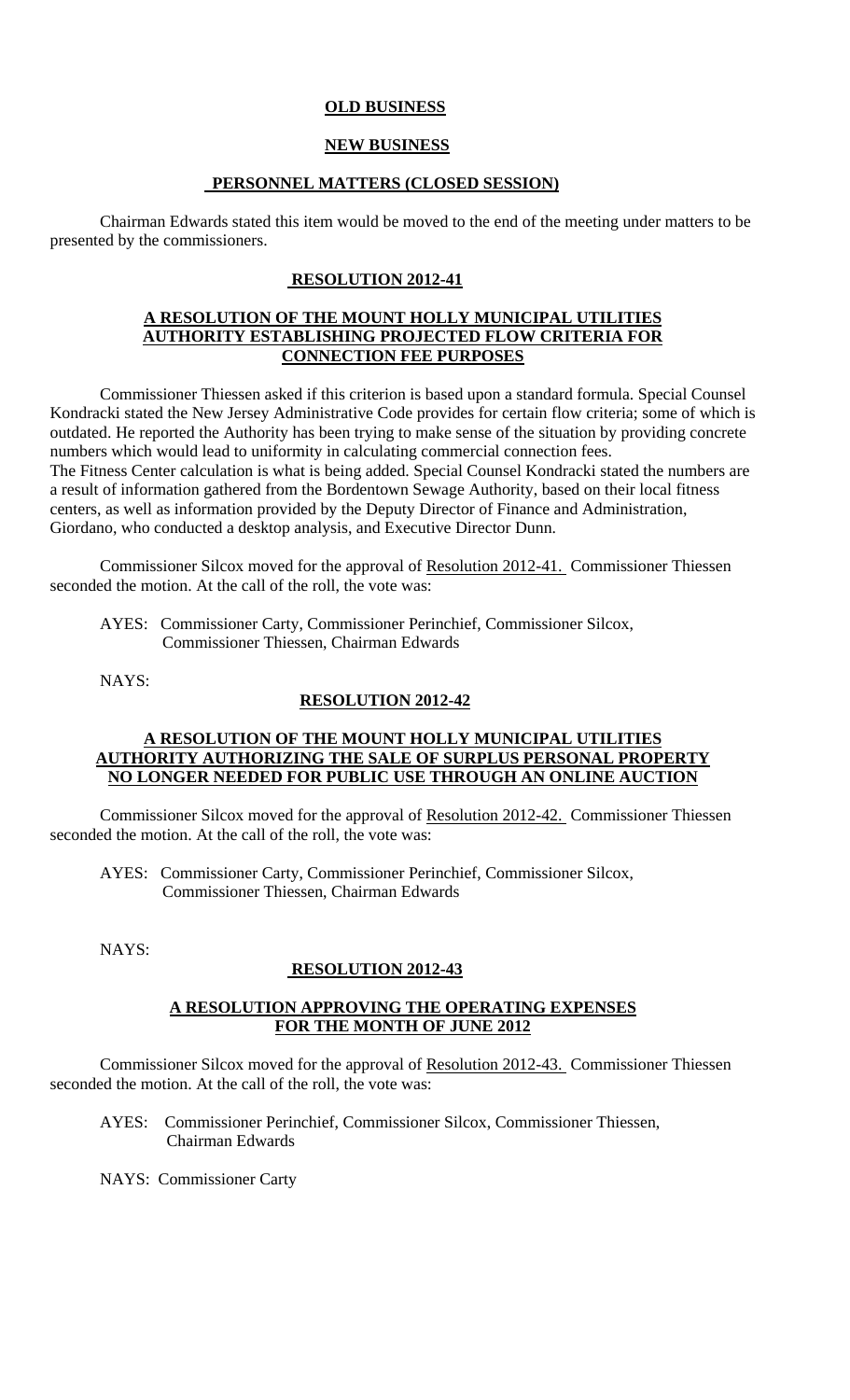**OLD BUSINESS**

**NEW BUSINESS**

**PERSONNEL MATTERS (CLOSED SESSION)**

Chairman Edwards stated this item would be moved to the end of the meeting under matters to be presented by the commissioners.

**RESOLUTION 2012-41**

**A RESOLUTION OF THE MOUNT HOLLY MUNICIPAL UTILITIES AUTHORITY ESTABLISHING PROJECTED FLOW CRITERIA FOR CONNECTION FEE PURPOSES**

Commissioner Thiessen asked if this criterion is based upon a standard formula. Special Counsel Kondracki stated the New Jersey Administrative Code provides for certain flow criteria; some of which is outdated. He reported the Authority has been trying to make sense of the situation by providing concrete numbers which would lead to uniformity in calculating commercial connection fees.
The Fitness Center calculation is what is being added. Special Counsel Kondracki stated the numbers are a result of information gathered from the Bordentown Sewage Authority, based on their local fitness centers, as well as information provided by the Deputy Director of Finance and Administration, Giordano, who conducted a desktop analysis, and Executive Director Dunn.

Commissioner Silcox moved for the approval of Resolution 2012-41. Commissioner Thiessen seconded the motion. At the call of the roll, the vote was:

AYES: Commissioner Carty, Commissioner Perinchief, Commissioner Silcox, Commissioner Thiessen, Chairman Edwards

NAYS:

**RESOLUTION 2012-42**

**A RESOLUTION OF THE MOUNT HOLLY MUNICIPAL UTILITIES AUTHORITY AUTHORIZING THE SALE OF SURPLUS PERSONAL PROPERTY NO LONGER NEEDED FOR PUBLIC USE THROUGH AN ONLINE AUCTION**

Commissioner Silcox moved for the approval of Resolution 2012-42. Commissioner Thiessen seconded the motion. At the call of the roll, the vote was:

AYES: Commissioner Carty, Commissioner Perinchief, Commissioner Silcox, Commissioner Thiessen, Chairman Edwards

NAYS:

**RESOLUTION 2012-43**

**A RESOLUTION APPROVING THE OPERATING EXPENSES FOR THE MONTH OF JUNE 2012**

Commissioner Silcox moved for the approval of Resolution 2012-43. Commissioner Thiessen seconded the motion. At the call of the roll, the vote was:

AYES: Commissioner Perinchief, Commissioner Silcox, Commissioner Thiessen, Chairman Edwards

NAYS: Commissioner Carty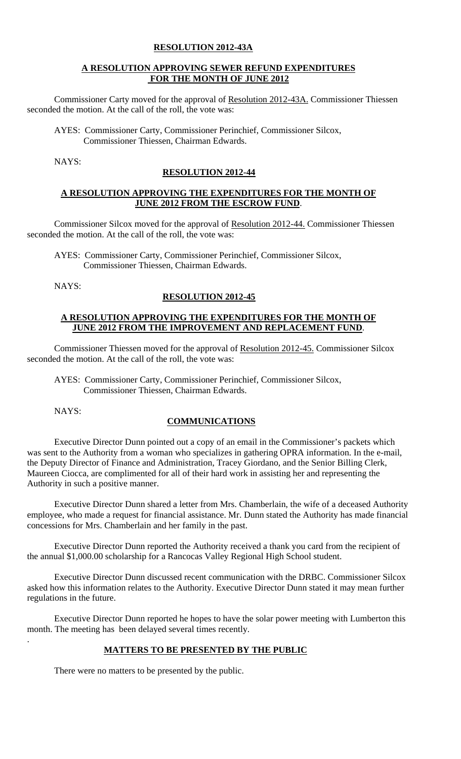**RESOLUTION 2012-43A**

**A RESOLUTION APPROVING SEWER REFUND EXPENDITURES FOR THE MONTH OF JUNE 2012**

Commissioner Carty moved for the approval of Resolution 2012-43A. Commissioner Thiessen seconded the motion. At the call of the roll, the vote was:

AYES: Commissioner Carty, Commissioner Perinchief, Commissioner Silcox, Commissioner Thiessen, Chairman Edwards.

NAYS:

**RESOLUTION 2012-44**

**A RESOLUTION APPROVING THE EXPENDITURES FOR THE MONTH OF JUNE 2012 FROM THE ESCROW FUND.**

Commissioner Silcox moved for the approval of Resolution 2012-44. Commissioner Thiessen seconded the motion. At the call of the roll, the vote was:

AYES: Commissioner Carty, Commissioner Perinchief, Commissioner Silcox, Commissioner Thiessen, Chairman Edwards.

NAYS:

**RESOLUTION 2012-45**

**A RESOLUTION APPROVING THE EXPENDITURES FOR THE MONTH OF JUNE 2012 FROM THE IMPROVEMENT AND REPLACEMENT FUND.**

Commissioner Thiessen moved for the approval of Resolution 2012-45. Commissioner Silcox seconded the motion. At the call of the roll, the vote was:

AYES: Commissioner Carty, Commissioner Perinchief, Commissioner Silcox, Commissioner Thiessen, Chairman Edwards.

NAYS:

**COMMUNICATIONS**

Executive Director Dunn pointed out a copy of an email in the Commissioner's packets which was sent to the Authority from a woman who specializes in gathering OPRA information. In the e-mail, the Deputy Director of Finance and Administration, Tracey Giordano, and the Senior Billing Clerk, Maureen Ciocca, are complimented for all of their hard work in assisting her and representing the Authority in such a positive manner.

Executive Director Dunn shared a letter from Mrs. Chamberlain, the wife of a deceased Authority employee, who made a request for financial assistance. Mr. Dunn stated the Authority has made financial concessions for Mrs. Chamberlain and her family in the past.

Executive Director Dunn reported the Authority received a thank you card from the recipient of the annual $1,000.00 scholarship for a Rancocas Valley Regional High School student.

Executive Director Dunn discussed recent communication with the DRBC. Commissioner Silcox asked how this information relates to the Authority. Executive Director Dunn stated it may mean further regulations in the future.

Executive Director Dunn reported he hopes to have the solar power meeting with Lumberton this month. The meeting has been delayed several times recently.

**MATTERS TO BE PRESENTED BY THE PUBLIC**

There were no matters to be presented by the public.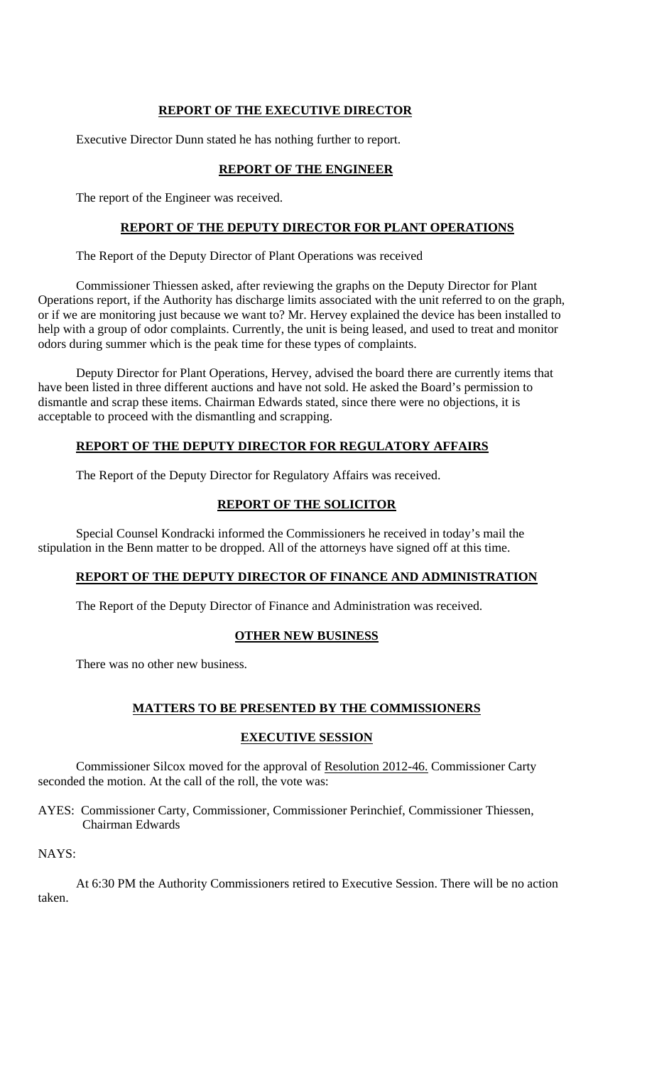## REPORT OF THE EXECUTIVE DIRECTOR

Executive Director Dunn stated he has nothing further to report.

## REPORT OF THE ENGINEER

The report of the Engineer was received.

## REPORT OF THE DEPUTY DIRECTOR FOR PLANT OPERATIONS

The Report of the Deputy Director of Plant Operations was received

Commissioner Thiessen asked, after reviewing the graphs on the Deputy Director for Plant Operations report, if the Authority has discharge limits associated with the unit referred to on the graph, or if we are monitoring just because we want to? Mr. Hervey explained the device has been installed to help with a group of odor complaints. Currently, the unit is being leased, and used to treat and monitor odors during summer which is the peak time for these types of complaints.

Deputy Director for Plant Operations, Hervey, advised the board there are currently items that have been listed in three different auctions and have not sold. He asked the Board's permission to dismantle and scrap these items. Chairman Edwards stated, since there were no objections, it is acceptable to proceed with the dismantling and scrapping.

## REPORT OF THE DEPUTY DIRECTOR FOR REGULATORY AFFAIRS

The Report of the Deputy Director for Regulatory Affairs was received.

## REPORT OF THE SOLICITOR

Special Counsel Kondracki informed the Commissioners he received in today's mail the stipulation in the Benn matter to be dropped. All of the attorneys have signed off at this time.

## REPORT OF THE DEPUTY DIRECTOR OF FINANCE AND ADMINISTRATION

The Report of the Deputy Director of Finance and Administration was received.

## OTHER NEW BUSINESS

There was no other new business.

## MATTERS TO BE PRESENTED BY THE COMMISSIONERS

## EXECUTIVE SESSION

Commissioner Silcox moved for the approval of Resolution 2012-46. Commissioner Carty seconded the motion. At the call of the roll, the vote was:

AYES: Commissioner Carty, Commissioner, Commissioner Perinchief, Commissioner Thiessen, Chairman Edwards

NAYS:

At 6:30 PM the Authority Commissioners retired to Executive Session. There will be no action taken.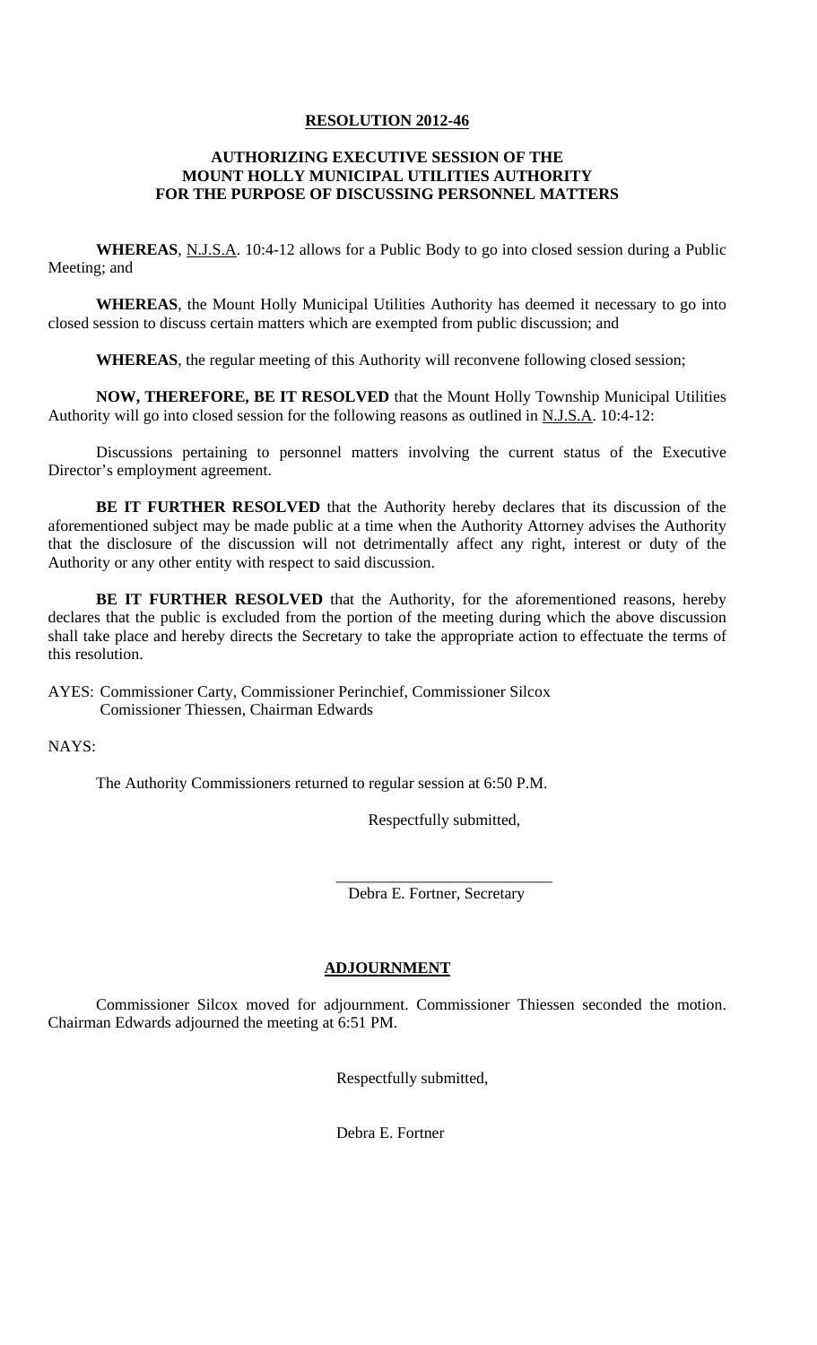## RESOLUTION 2012-46

### AUTHORIZING EXECUTIVE SESSION OF THE MOUNT HOLLY MUNICIPAL UTILITIES AUTHORITY FOR THE PURPOSE OF DISCUSSING PERSONNEL MATTERS

**WHEREAS**, N.J.S.A. 10:4-12 allows for a Public Body to go into closed session during a Public Meeting; and

**WHEREAS**, the Mount Holly Municipal Utilities Authority has deemed it necessary to go into closed session to discuss certain matters which are exempted from public discussion; and

**WHEREAS**, the regular meeting of this Authority will reconvene following closed session;

**NOW, THEREFORE, BE IT RESOLVED** that the Mount Holly Township Municipal Utilities Authority will go into closed session for the following reasons as outlined in N.J.S.A. 10:4-12:

Discussions pertaining to personnel matters involving the current status of the Executive Director's employment agreement.

**BE IT FURTHER RESOLVED** that the Authority hereby declares that its discussion of the aforementioned subject may be made public at a time when the Authority Attorney advises the Authority that the disclosure of the discussion will not detrimentally affect any right, interest or duty of the Authority or any other entity with respect to said discussion.

**BE IT FURTHER RESOLVED** that the Authority, for the aforementioned reasons, hereby declares that the public is excluded from the portion of the meeting during which the above discussion shall take place and hereby directs the Secretary to take the appropriate action to effectuate the terms of this resolution.

AYES: Commissioner Carty, Commissioner Perinchief, Commissioner Silcox
Comissioner Thiessen, Chairman Edwards

NAYS:

The Authority Commissioners returned to regular session at 6:50 P.M.

Respectfully submitted,

\_\_\_\_\_\_\_\_\_\_\_\_\_\_\_\_\_\_\_\_\_\_\_\_\_\_\_

Debra E. Fortner, Secretary

## ADJOURNMENT

Commissioner Silcox moved for adjournment. Commissioner Thiessen seconded the motion. Chairman Edwards adjourned the meeting at 6:51 PM.

Respectfully submitted,

Debra E. Fortner